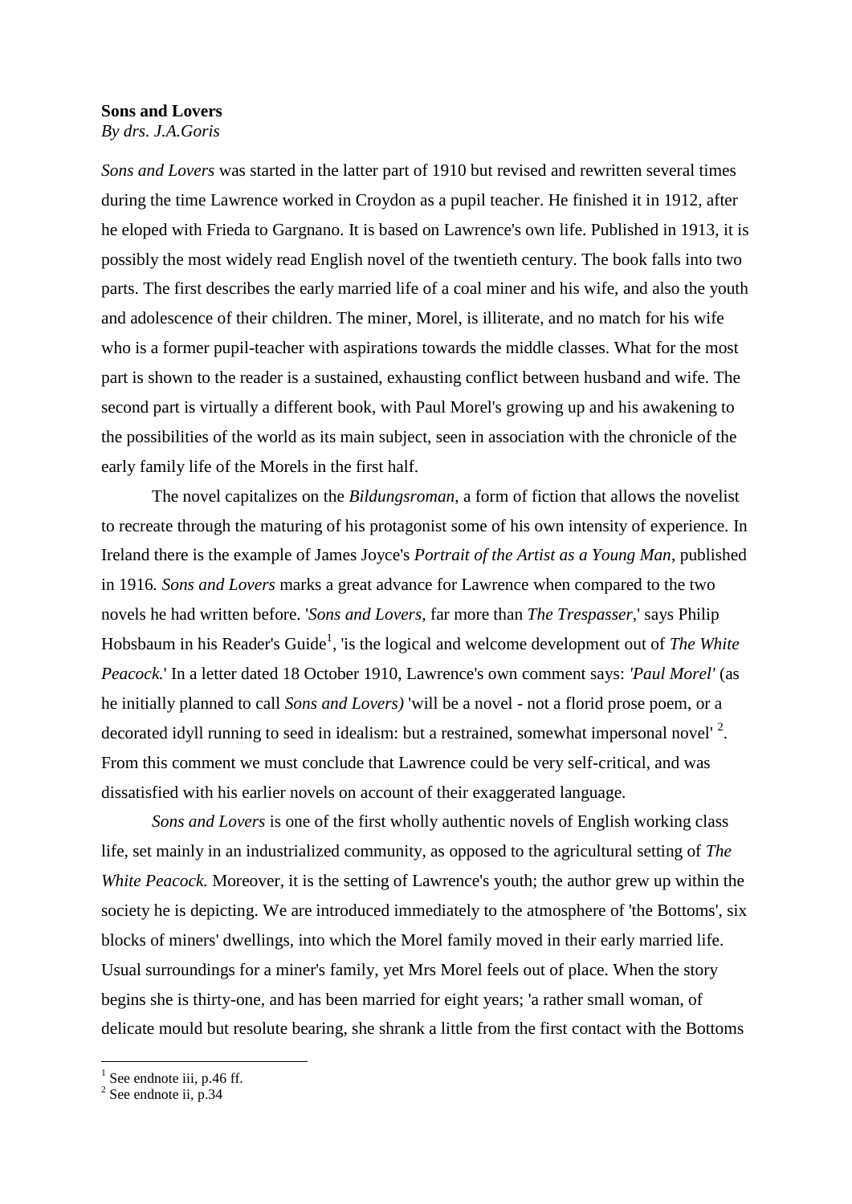**Sons and Lovers**
*By drs. J.A.Goris*

*Sons and Lovers* was started in the latter part of 1910 but revised and rewritten several times during the time Lawrence worked in Croydon as a pupil teacher. He finished it in 1912, after he eloped with Frieda to Gargnano. It is based on Lawrence's own life. Published in 1913, it is possibly the most widely read English novel of the twentieth century. The book falls into two parts. The first describes the early married life of a coal miner and his wife, and also the youth and adolescence of their children. The miner, Morel, is illiterate, and no match for his wife who is a former pupil-teacher with aspirations towards the middle classes. What for the most part is shown to the reader is a sustained, exhausting conflict between husband and wife. The second part is virtually a different book, with Paul Morel's growing up and his awakening to the possibilities of the world as its main subject, seen in association with the chronicle of the early family life of the Morels in the first half.

The novel capitalizes on the *Bildungsroman*, a form of fiction that allows the novelist to recreate through the maturing of his protagonist some of his own intensity of experience. In Ireland there is the example of James Joyce's *Portrait of the Artist as a Young Man*, published in 1916. *Sons and Lovers* marks a great advance for Lawrence when compared to the two novels he had written before. '*Sons and Lovers*, far more than *The Trespasser*,' says Philip Hobsbaum in his Reader's Guide[1], 'is the logical and welcome development out of *The White Peacock*.' In a letter dated 18 October 1910, Lawrence's own comment says: *'Paul Morel'* (as he initially planned to call *Sons and Lovers)* 'will be a novel - not a florid prose poem, or a decorated idyll running to seed in idealism: but a restrained, somewhat impersonal novel' [2]. From this comment we must conclude that Lawrence could be very self-critical, and was dissatisfied with his earlier novels on account of their exaggerated language.

*Sons and Lovers* is one of the first wholly authentic novels of English working class life, set mainly in an industrialized community, as opposed to the agricultural setting of *The White Peacock.* Moreover, it is the setting of Lawrence's youth; the author grew up within the society he is depicting. We are introduced immediately to the atmosphere of 'the Bottoms', six blocks of miners' dwellings, into which the Morel family moved in their early married life. Usual surroundings for a miner's family, yet Mrs Morel feels out of place. When the story begins she is thirty-one, and has been married for eight years; 'a rather small woman, of delicate mould but resolute bearing, she shrank a little from the first contact with the Bottoms

[1] See endnote iii, p.46 ff.
[2] See endnote ii, p.34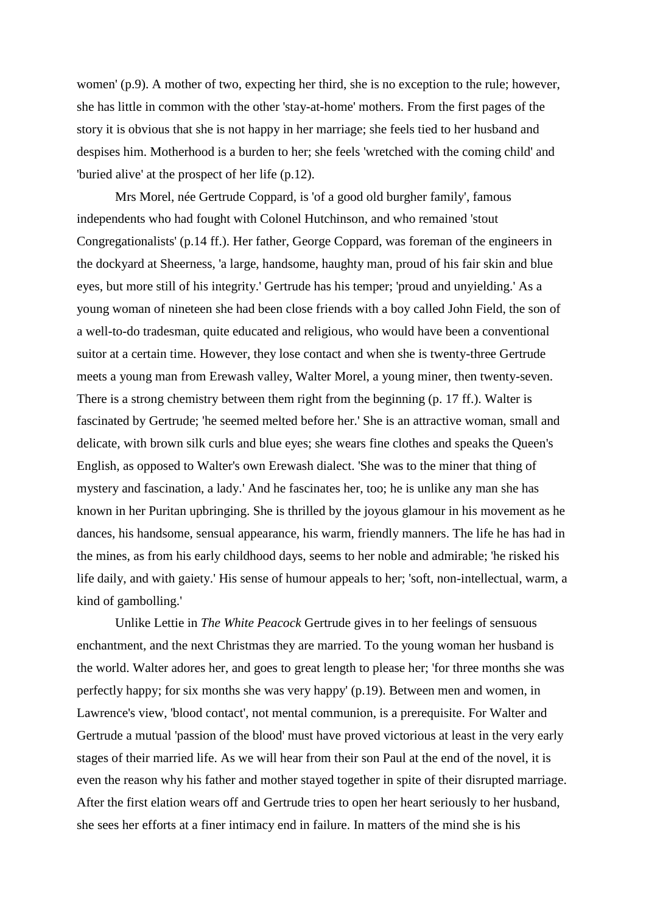women' (p.9). A mother of two, expecting her third, she is no exception to the rule; however, she has little in common with the other 'stay-at-home' mothers. From the first pages of the story it is obvious that she is not happy in her marriage; she feels tied to her husband and despises him. Motherhood is a burden to her; she feels 'wretched with the coming child' and 'buried alive' at the prospect of her life (p.12).

Mrs Morel, née Gertrude Coppard, is 'of a good old burgher family', famous independents who had fought with Colonel Hutchinson, and who remained 'stout Congregationalists' (p.14 ff.). Her father, George Coppard, was foreman of the engineers in the dockyard at Sheerness, 'a large, handsome, haughty man, proud of his fair skin and blue eyes, but more still of his integrity.' Gertrude has his temper; 'proud and unyielding.' As a young woman of nineteen she had been close friends with a boy called John Field, the son of a well-to-do tradesman, quite educated and religious, who would have been a conventional suitor at a certain time. However, they lose contact and when she is twenty-three Gertrude meets a young man from Erewash valley, Walter Morel, a young miner, then twenty-seven. There is a strong chemistry between them right from the beginning (p. 17 ff.). Walter is fascinated by Gertrude; 'he seemed melted before her.' She is an attractive woman, small and delicate, with brown silk curls and blue eyes; she wears fine clothes and speaks the Queen's English, as opposed to Walter's own Erewash dialect. 'She was to the miner that thing of mystery and fascination, a lady.' And he fascinates her, too; he is unlike any man she has known in her Puritan upbringing. She is thrilled by the joyous glamour in his movement as he dances, his handsome, sensual appearance, his warm, friendly manners. The life he has had in the mines, as from his early childhood days, seems to her noble and admirable; 'he risked his life daily, and with gaiety.' His sense of humour appeals to her; 'soft, non-intellectual, warm, a kind of gambolling.'

Unlike Lettie in *The White Peacock* Gertrude gives in to her feelings of sensuous enchantment, and the next Christmas they are married. To the young woman her husband is the world. Walter adores her, and goes to great length to please her; 'for three months she was perfectly happy; for six months she was very happy' (p.19). Between men and women, in Lawrence's view, 'blood contact', not mental communion, is a prerequisite. For Walter and Gertrude a mutual 'passion of the blood' must have proved victorious at least in the very early stages of their married life. As we will hear from their son Paul at the end of the novel, it is even the reason why his father and mother stayed together in spite of their disrupted marriage. After the first elation wears off and Gertrude tries to open her heart seriously to her husband, she sees her efforts at a finer intimacy end in failure. In matters of the mind she is his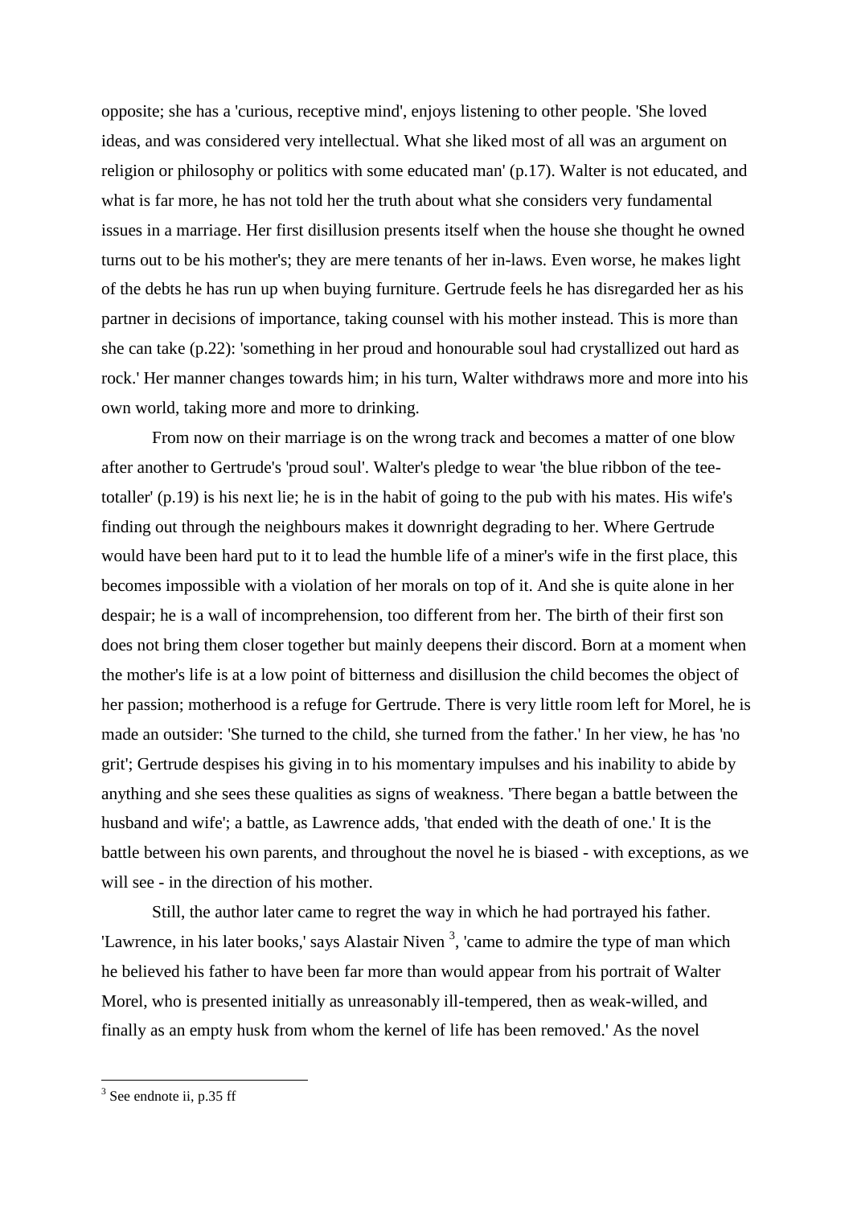opposite; she has a 'curious, receptive mind', enjoys listening to other people. 'She loved ideas, and was considered very intellectual. What she liked most of all was an argument on religion or philosophy or politics with some educated man' (p.17). Walter is not educated, and what is far more, he has not told her the truth about what she considers very fundamental issues in a marriage. Her first disillusion presents itself when the house she thought he owned turns out to be his mother's; they are mere tenants of her in-laws. Even worse, he makes light of the debts he has run up when buying furniture. Gertrude feels he has disregarded her as his partner in decisions of importance, taking counsel with his mother instead. This is more than she can take (p.22): 'something in her proud and honourable soul had crystallized out hard as rock.' Her manner changes towards him; in his turn, Walter withdraws more and more into his own world, taking more and more to drinking.

From now on their marriage is on the wrong track and becomes a matter of one blow after another to Gertrude's 'proud soul'. Walter's pledge to wear 'the blue ribbon of the tee-totaller' (p.19) is his next lie; he is in the habit of going to the pub with his mates. His wife's finding out through the neighbours makes it downright degrading to her. Where Gertrude would have been hard put to it to lead the humble life of a miner's wife in the first place, this becomes impossible with a violation of her morals on top of it. And she is quite alone in her despair; he is a wall of incomprehension, too different from her. The birth of their first son does not bring them closer together but mainly deepens their discord. Born at a moment when the mother's life is at a low point of bitterness and disillusion the child becomes the object of her passion; motherhood is a refuge for Gertrude. There is very little room left for Morel, he is made an outsider: 'She turned to the child, she turned from the father.' In her view, he has 'no grit'; Gertrude despises his giving in to his momentary impulses and his inability to abide by anything and she sees these qualities as signs of weakness. 'There began a battle between the husband and wife'; a battle, as Lawrence adds, 'that ended with the death of one.' It is the battle between his own parents, and throughout the novel he is biased - with exceptions, as we will see - in the direction of his mother.

Still, the author later came to regret the way in which he had portrayed his father. 'Lawrence, in his later books,' says Alastair Niven [3], 'came to admire the type of man which he believed his father to have been far more than would appear from his portrait of Walter Morel, who is presented initially as unreasonably ill-tempered, then as weak-willed, and finally as an empty husk from whom the kernel of life has been removed.' As the novel

---

[3] See endnote ii, p.35 ff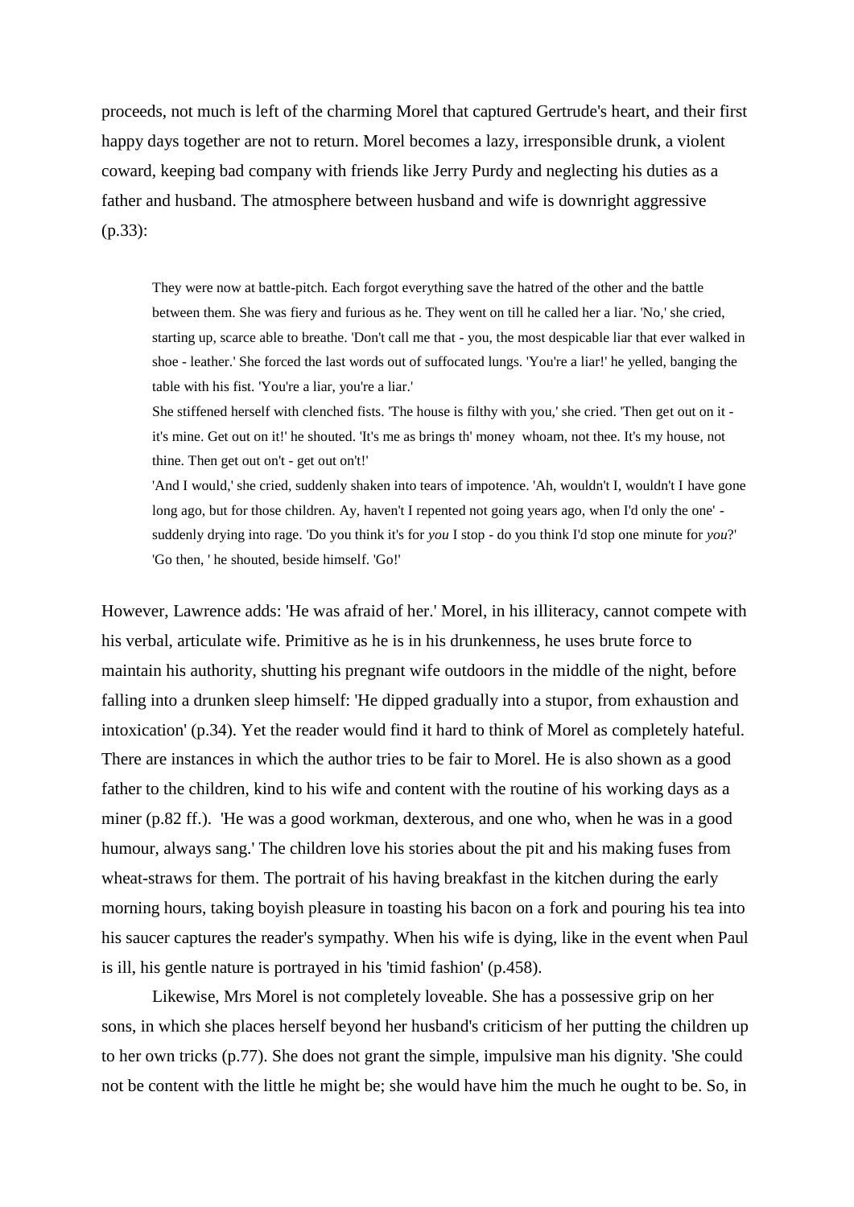proceeds, not much is left of the charming Morel that captured Gertrude's heart, and their first happy days together are not to return. Morel becomes a lazy, irresponsible drunk, a violent coward, keeping bad company with friends like Jerry Purdy and neglecting his duties as a father and husband. The atmosphere between husband and wife is downright aggressive (p.33):

> They were now at battle-pitch. Each forgot everything save the hatred of the other and the battle between them. She was fiery and furious as he. They went on till he called her a liar. 'No,' she cried, starting up, scarce able to breathe. 'Don't call me that - you, the most despicable liar that ever walked in shoe - leather.' She forced the last words out of suffocated lungs. 'You're a liar!' he yelled, banging the table with his fist. 'You're a liar, you're a liar.'
>
> She stiffened herself with clenched fists. 'The house is filthy with you,' she cried. 'Then get out on it - it's mine. Get out on it!' he shouted. 'It's me as brings th' money whoam, not thee. It's my house, not thine. Then get out on't - get out on't!'
>
> 'And I would,' she cried, suddenly shaken into tears of impotence. 'Ah, wouldn't I, wouldn't I have gone long ago, but for those children. Ay, haven't I repented not going years ago, when I'd only the one' - suddenly drying into rage. 'Do you think it's for *you* I stop - do you think I'd stop one minute for *you*?'
>
> 'Go then, ' he shouted, beside himself. 'Go!'

However, Lawrence adds: 'He was afraid of her.' Morel, in his illiteracy, cannot compete with his verbal, articulate wife. Primitive as he is in his drunkenness, he uses brute force to maintain his authority, shutting his pregnant wife outdoors in the middle of the night, before falling into a drunken sleep himself: 'He dipped gradually into a stupor, from exhaustion and intoxication' (p.34). Yet the reader would find it hard to think of Morel as completely hateful. There are instances in which the author tries to be fair to Morel. He is also shown as a good father to the children, kind to his wife and content with the routine of his working days as a miner (p.82 ff.). 'He was a good workman, dexterous, and one who, when he was in a good humour, always sang.' The children love his stories about the pit and his making fuses from wheat-straws for them. The portrait of his having breakfast in the kitchen during the early morning hours, taking boyish pleasure in toasting his bacon on a fork and pouring his tea into his saucer captures the reader's sympathy. When his wife is dying, like in the event when Paul is ill, his gentle nature is portrayed in his 'timid fashion' (p.458).

Likewise, Mrs Morel is not completely loveable. She has a possessive grip on her sons, in which she places herself beyond her husband's criticism of her putting the children up to her own tricks (p.77). She does not grant the simple, impulsive man his dignity. 'She could not be content with the little he might be; she would have him the much he ought to be. So, in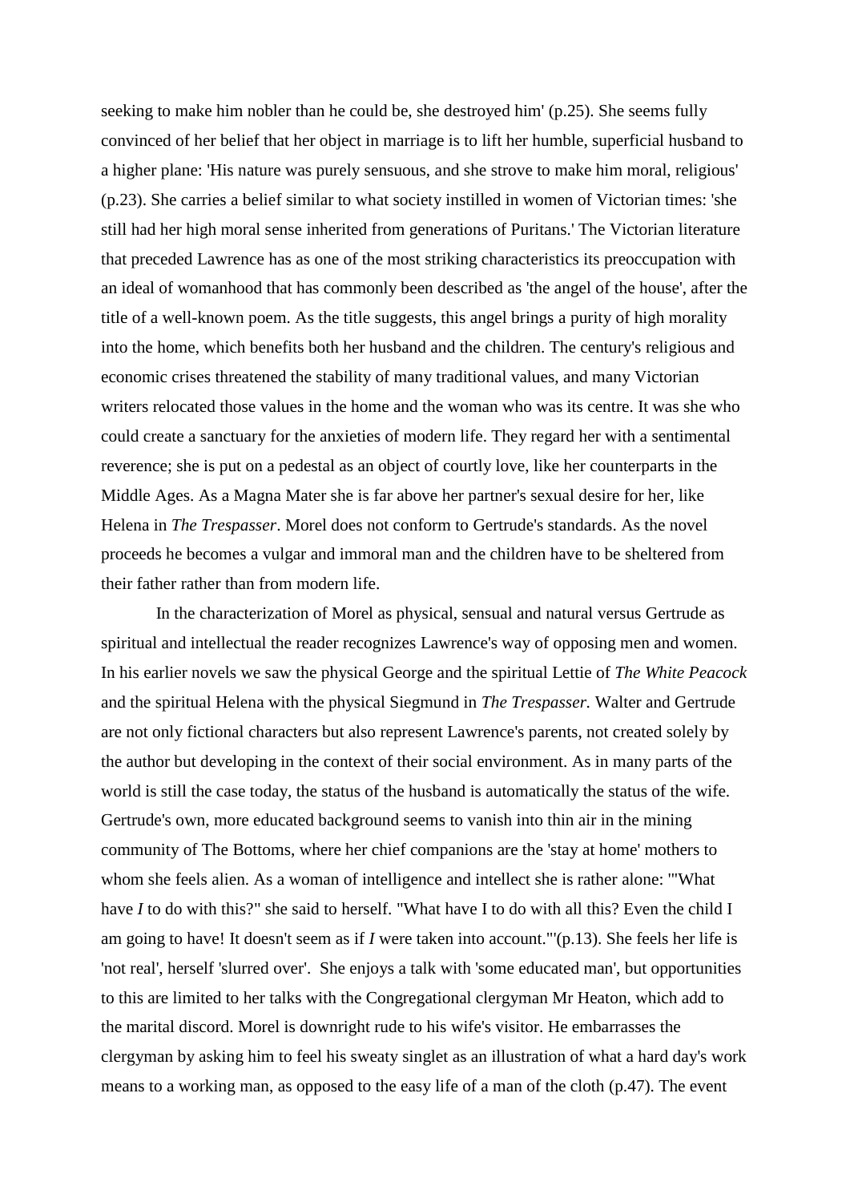seeking to make him nobler than he could be, she destroyed him' (p.25). She seems fully convinced of her belief that her object in marriage is to lift her humble, superficial husband to a higher plane: 'His nature was purely sensuous, and she strove to make him moral, religious' (p.23). She carries a belief similar to what society instilled in women of Victorian times: 'she still had her high moral sense inherited from generations of Puritans.' The Victorian literature that preceded Lawrence has as one of the most striking characteristics its preoccupation with an ideal of womanhood that has commonly been described as 'the angel of the house', after the title of a well-known poem. As the title suggests, this angel brings a purity of high morality into the home, which benefits both her husband and the children. The century's religious and economic crises threatened the stability of many traditional values, and many Victorian writers relocated those values in the home and the woman who was its centre. It was she who could create a sanctuary for the anxieties of modern life. They regard her with a sentimental reverence; she is put on a pedestal as an object of courtly love, like her counterparts in the Middle Ages. As a Magna Mater she is far above her partner's sexual desire for her, like Helena in *The Trespasser*. Morel does not conform to Gertrude's standards. As the novel proceeds he becomes a vulgar and immoral man and the children have to be sheltered from their father rather than from modern life.

In the characterization of Morel as physical, sensual and natural versus Gertrude as spiritual and intellectual the reader recognizes Lawrence's way of opposing men and women. In his earlier novels we saw the physical George and the spiritual Lettie of *The White Peacock* and the spiritual Helena with the physical Siegmund in *The Trespasser.* Walter and Gertrude are not only fictional characters but also represent Lawrence's parents, not created solely by the author but developing in the context of their social environment. As in many parts of the world is still the case today, the status of the husband is automatically the status of the wife. Gertrude's own, more educated background seems to vanish into thin air in the mining community of The Bottoms, where her chief companions are the 'stay at home' mothers to whom she feels alien. As a woman of intelligence and intellect she is rather alone: '"What have *I* to do with this?" she said to herself. "What have I to do with all this? Even the child I am going to have! It doesn't seem as if *I* were taken into account."'(p.13). She feels her life is 'not real', herself 'slurred over'. She enjoys a talk with 'some educated man', but opportunities to this are limited to her talks with the Congregational clergyman Mr Heaton, which add to the marital discord. Morel is downright rude to his wife's visitor. He embarrasses the clergyman by asking him to feel his sweaty singlet as an illustration of what a hard day's work means to a working man, as opposed to the easy life of a man of the cloth (p.47). The event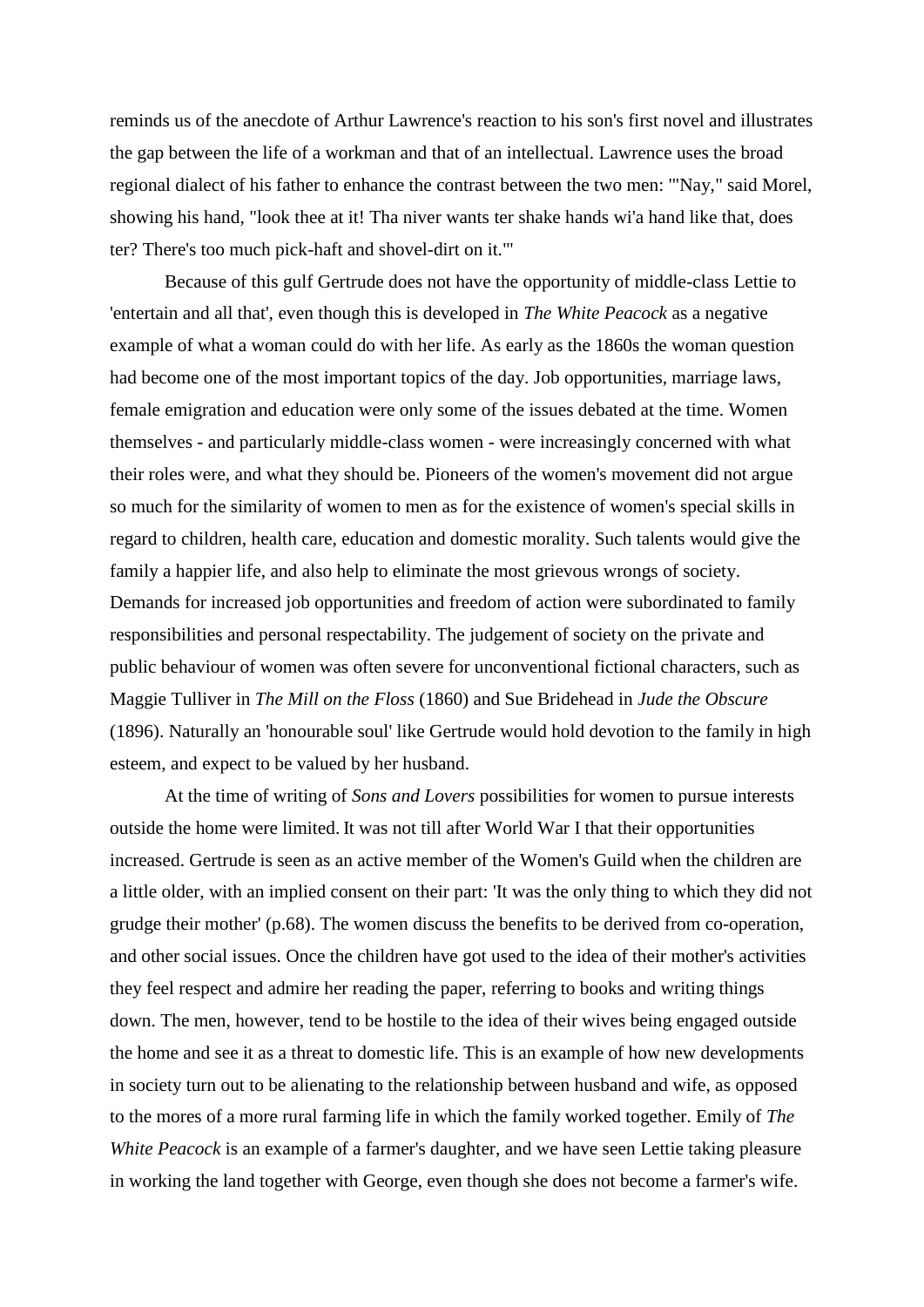reminds us of the anecdote of Arthur Lawrence's reaction to his son's first novel and illustrates the gap between the life of a workman and that of an intellectual. Lawrence uses the broad regional dialect of his father to enhance the contrast between the two men: '"Nay," said Morel, showing his hand, "look thee at it! Tha niver wants ter shake hands wi'a hand like that, does ter? There's too much pick-haft and shovel-dirt on it."'

Because of this gulf Gertrude does not have the opportunity of middle-class Lettie to 'entertain and all that', even though this is developed in *The White Peacock* as a negative example of what a woman could do with her life. As early as the 1860s the woman question had become one of the most important topics of the day. Job opportunities, marriage laws, female emigration and education were only some of the issues debated at the time. Women themselves - and particularly middle-class women - were increasingly concerned with what their roles were, and what they should be. Pioneers of the women's movement did not argue so much for the similarity of women to men as for the existence of women's special skills in regard to children, health care, education and domestic morality. Such talents would give the family a happier life, and also help to eliminate the most grievous wrongs of society. Demands for increased job opportunities and freedom of action were subordinated to family responsibilities and personal respectability. The judgement of society on the private and public behaviour of women was often severe for unconventional fictional characters, such as Maggie Tulliver in *The Mill on the Floss* (1860) and Sue Bridehead in *Jude the Obscure* (1896). Naturally an 'honourable soul' like Gertrude would hold devotion to the family in high esteem, and expect to be valued by her husband.

At the time of writing of *Sons and Lovers* possibilities for women to pursue interests outside the home were limited. It was not till after World War I that their opportunities increased. Gertrude is seen as an active member of the Women's Guild when the children are a little older, with an implied consent on their part: 'It was the only thing to which they did not grudge their mother' (p.68). The women discuss the benefits to be derived from co-operation, and other social issues. Once the children have got used to the idea of their mother's activities they feel respect and admire her reading the paper, referring to books and writing things down. The men, however, tend to be hostile to the idea of their wives being engaged outside the home and see it as a threat to domestic life. This is an example of how new developments in society turn out to be alienating to the relationship between husband and wife, as opposed to the mores of a more rural farming life in which the family worked together. Emily of *The White Peacock* is an example of a farmer's daughter, and we have seen Lettie taking pleasure in working the land together with George, even though she does not become a farmer's wife.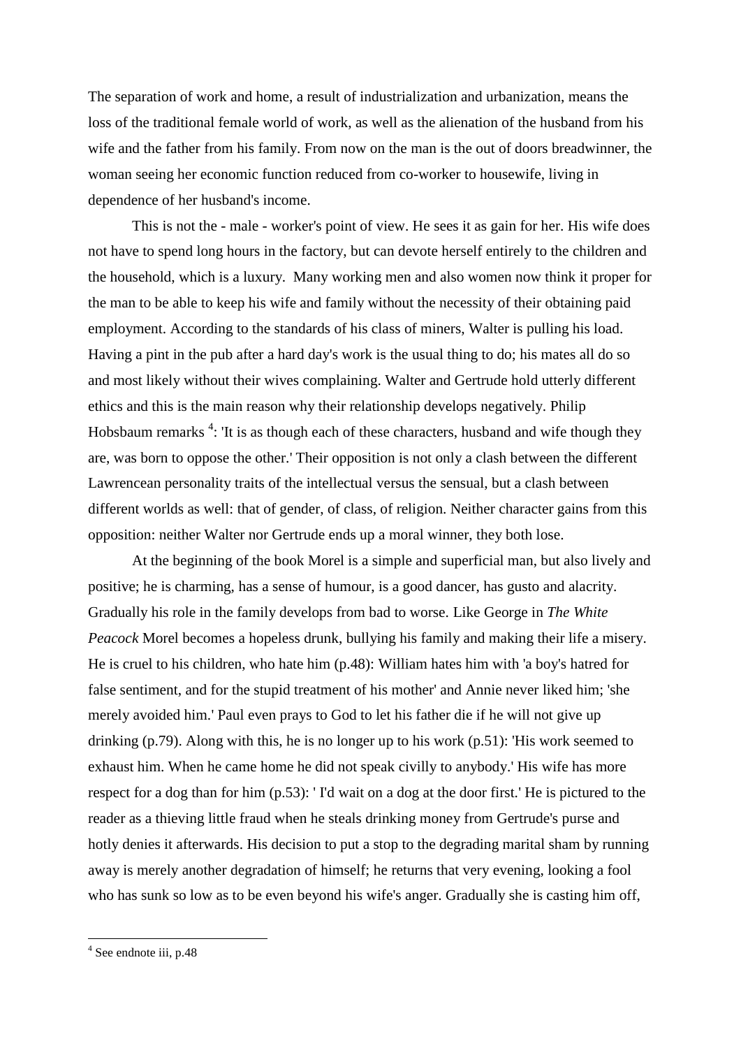The separation of work and home, a result of industrialization and urbanization, means the loss of the traditional female world of work, as well as the alienation of the husband from his wife and the father from his family. From now on the man is the out of doors breadwinner, the woman seeing her economic function reduced from co-worker to housewife, living in dependence of her husband's income.

This is not the - male - worker's point of view. He sees it as gain for her. His wife does not have to spend long hours in the factory, but can devote herself entirely to the children and the household, which is a luxury. Many working men and also women now think it proper for the man to be able to keep his wife and family without the necessity of their obtaining paid employment. According to the standards of his class of miners, Walter is pulling his load. Having a pint in the pub after a hard day's work is the usual thing to do; his mates all do so and most likely without their wives complaining. Walter and Gertrude hold utterly different ethics and this is the main reason why their relationship develops negatively. Philip Hobsbaum remarks [4]: 'It is as though each of these characters, husband and wife though they are, was born to oppose the other.' Their opposition is not only a clash between the different Lawrencean personality traits of the intellectual versus the sensual, but a clash between different worlds as well: that of gender, of class, of religion. Neither character gains from this opposition: neither Walter nor Gertrude ends up a moral winner, they both lose.

At the beginning of the book Morel is a simple and superficial man, but also lively and positive; he is charming, has a sense of humour, is a good dancer, has gusto and alacrity. Gradually his role in the family develops from bad to worse. Like George in *The White Peacock* Morel becomes a hopeless drunk, bullying his family and making their life a misery. He is cruel to his children, who hate him (p.48): William hates him with 'a boy's hatred for false sentiment, and for the stupid treatment of his mother' and Annie never liked him; 'she merely avoided him.' Paul even prays to God to let his father die if he will not give up drinking (p.79). Along with this, he is no longer up to his work (p.51): 'His work seemed to exhaust him. When he came home he did not speak civilly to anybody.' His wife has more respect for a dog than for him (p.53): ' I'd wait on a dog at the door first.' He is pictured to the reader as a thieving little fraud when he steals drinking money from Gertrude's purse and hotly denies it afterwards. His decision to put a stop to the degrading marital sham by running away is merely another degradation of himself; he returns that very evening, looking a fool who has sunk so low as to be even beyond his wife's anger. Gradually she is casting him off,

[4] See endnote iii, p.48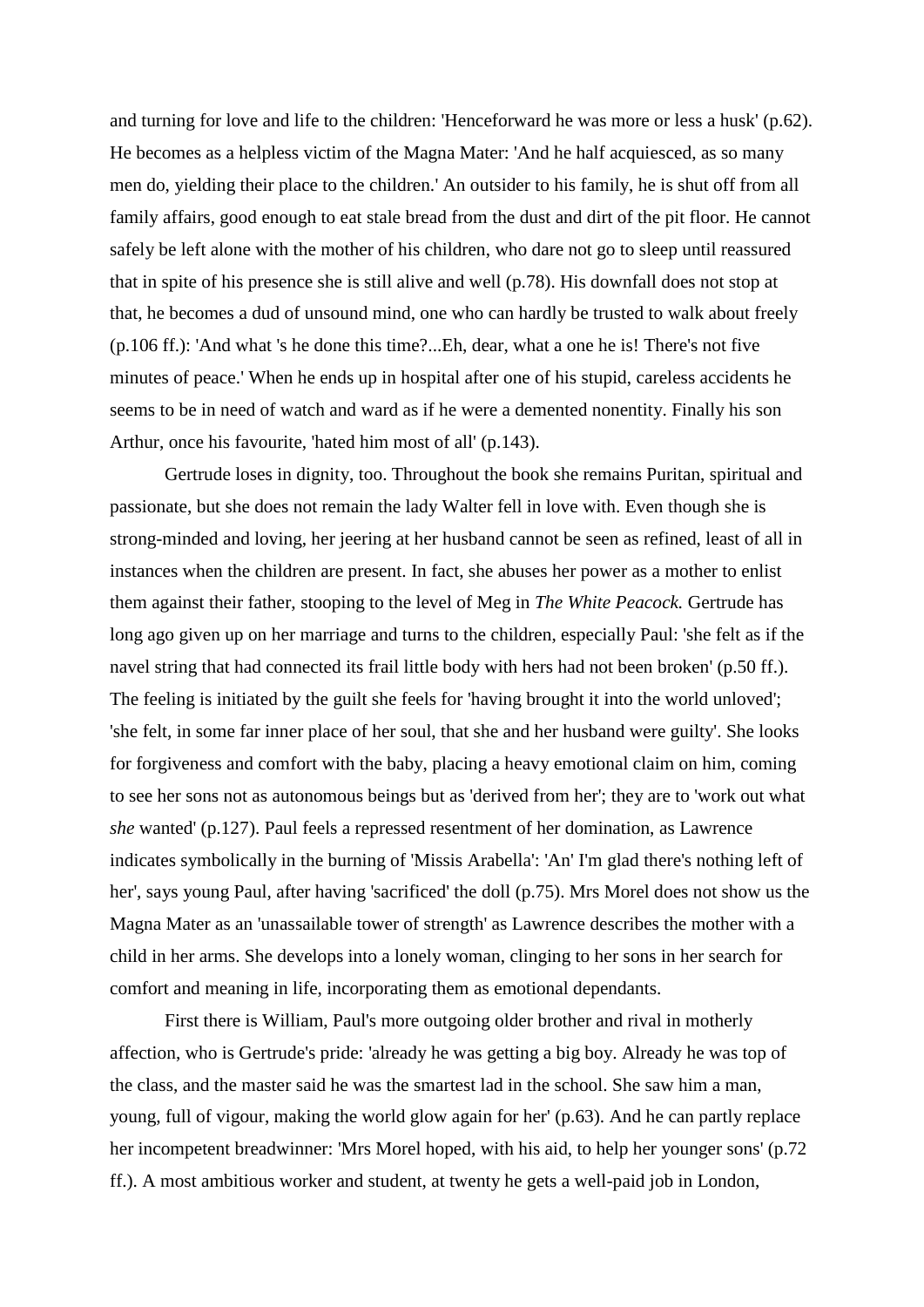and turning for love and life to the children: 'Henceforward he was more or less a husk' (p.62). He becomes as a helpless victim of the Magna Mater: 'And he half acquiesced, as so many men do, yielding their place to the children.' An outsider to his family, he is shut off from all family affairs, good enough to eat stale bread from the dust and dirt of the pit floor. He cannot safely be left alone with the mother of his children, who dare not go to sleep until reassured that in spite of his presence she is still alive and well (p.78). His downfall does not stop at that, he becomes a dud of unsound mind, one who can hardly be trusted to walk about freely (p.106 ff.): 'And what 's he done this time?...Eh, dear, what a one he is! There's not five minutes of peace.' When he ends up in hospital after one of his stupid, careless accidents he seems to be in need of watch and ward as if he were a demented nonentity. Finally his son Arthur, once his favourite, 'hated him most of all' (p.143).

Gertrude loses in dignity, too. Throughout the book she remains Puritan, spiritual and passionate, but she does not remain the lady Walter fell in love with. Even though she is strong-minded and loving, her jeering at her husband cannot be seen as refined, least of all in instances when the children are present. In fact, she abuses her power as a mother to enlist them against their father, stooping to the level of Meg in *The White Peacock.* Gertrude has long ago given up on her marriage and turns to the children, especially Paul: 'she felt as if the navel string that had connected its frail little body with hers had not been broken' (p.50 ff.). The feeling is initiated by the guilt she feels for 'having brought it into the world unloved'; 'she felt, in some far inner place of her soul, that she and her husband were guilty'. She looks for forgiveness and comfort with the baby, placing a heavy emotional claim on him, coming to see her sons not as autonomous beings but as 'derived from her'; they are to 'work out what *she* wanted' (p.127). Paul feels a repressed resentment of her domination, as Lawrence indicates symbolically in the burning of 'Missis Arabella': 'An' I'm glad there's nothing left of her', says young Paul, after having 'sacrificed' the doll (p.75). Mrs Morel does not show us the Magna Mater as an 'unassailable tower of strength' as Lawrence describes the mother with a child in her arms. She develops into a lonely woman, clinging to her sons in her search for comfort and meaning in life, incorporating them as emotional dependants.

First there is William, Paul's more outgoing older brother and rival in motherly affection, who is Gertrude's pride: 'already he was getting a big boy. Already he was top of the class, and the master said he was the smartest lad in the school. She saw him a man, young, full of vigour, making the world glow again for her' (p.63). And he can partly replace her incompetent breadwinner: 'Mrs Morel hoped, with his aid, to help her younger sons' (p.72 ff.). A most ambitious worker and student, at twenty he gets a well-paid job in London,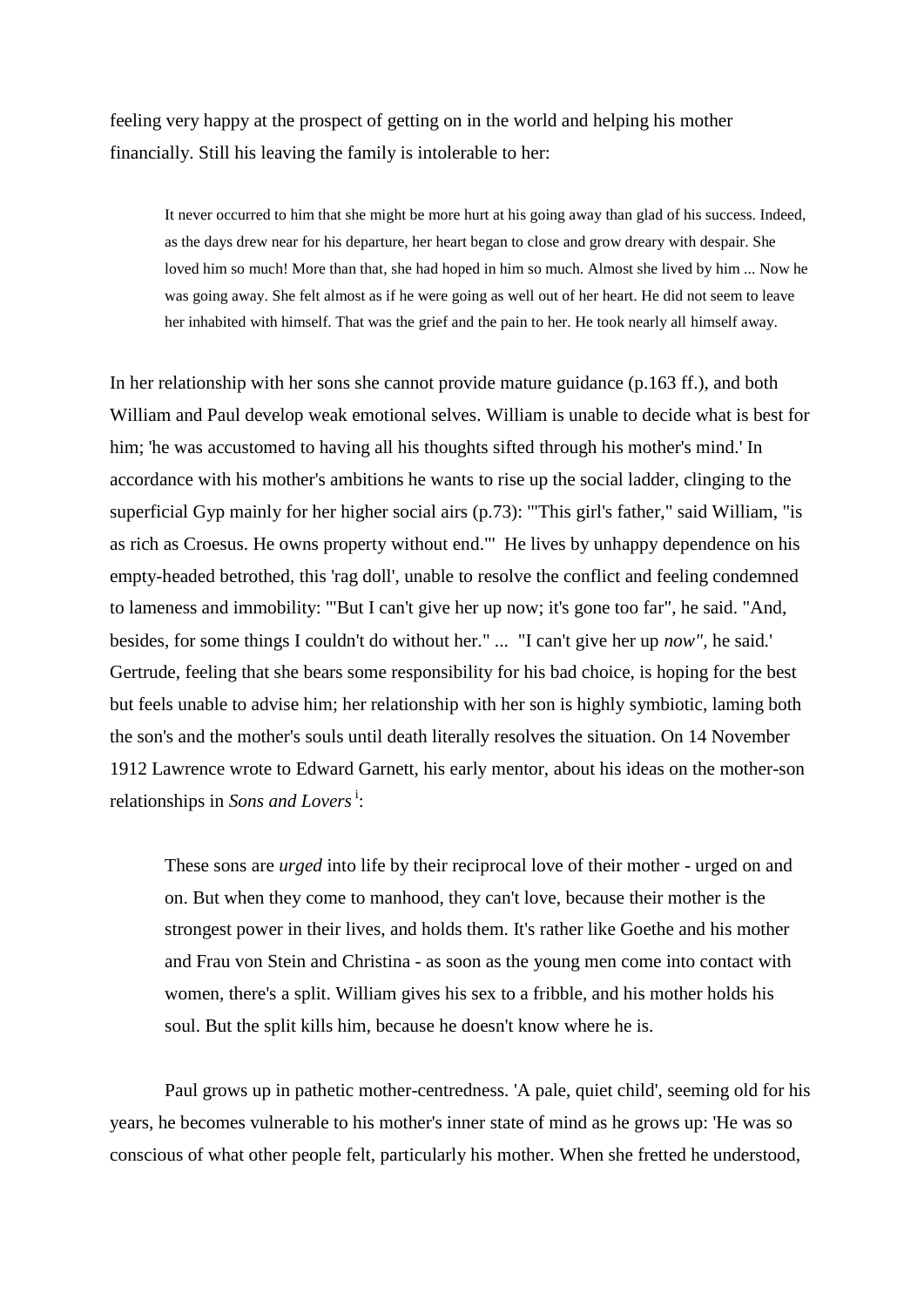feeling very happy at the prospect of getting on in the world and helping his mother financially. Still his leaving the family is intolerable to her:

> It never occurred to him that she might be more hurt at his going away than glad of his success. Indeed, as the days drew near for his departure, her heart began to close and grow dreary with despair. She loved him so much! More than that, she had hoped in him so much. Almost she lived by him ... Now he was going away. She felt almost as if he were going as well out of her heart. He did not seem to leave her inhabited with himself. That was the grief and the pain to her. He took nearly all himself away.

In her relationship with her sons she cannot provide mature guidance (p.163 ff.), and both William and Paul develop weak emotional selves. William is unable to decide what is best for him; 'he was accustomed to having all his thoughts sifted through his mother's mind.' In accordance with his mother's ambitions he wants to rise up the social ladder, clinging to the superficial Gyp mainly for her higher social airs (p.73): '"This girl's father," said William, "is as rich as Croesus. He owns property without end."' He lives by unhappy dependence on his empty-headed betrothed, this 'rag doll', unable to resolve the conflict and feeling condemned to lameness and immobility: '"But I can't give her up now; it's gone too far", he said. "And, besides, for some things I couldn't do without her." ... "I can't give her up *now"*, he said.' Gertrude, feeling that she bears some responsibility for his bad choice, is hoping for the best but feels unable to advise him; her relationship with her son is highly symbiotic, laming both the son's and the mother's souls until death literally resolves the situation. On 14 November 1912 Lawrence wrote to Edward Garnett, his early mentor, about his ideas on the mother-son relationships in *Sons and Lovers* [i]:

> These sons are *urged* into life by their reciprocal love of their mother - urged on and on. But when they come to manhood, they can't love, because their mother is the strongest power in their lives, and holds them. It's rather like Goethe and his mother and Frau von Stein and Christina - as soon as the young men come into contact with women, there's a split. William gives his sex to a fribble, and his mother holds his soul. But the split kills him, because he doesn't know where he is.

Paul grows up in pathetic mother-centredness. 'A pale, quiet child', seeming old for his years, he becomes vulnerable to his mother's inner state of mind as he grows up: 'He was so conscious of what other people felt, particularly his mother. When she fretted he understood,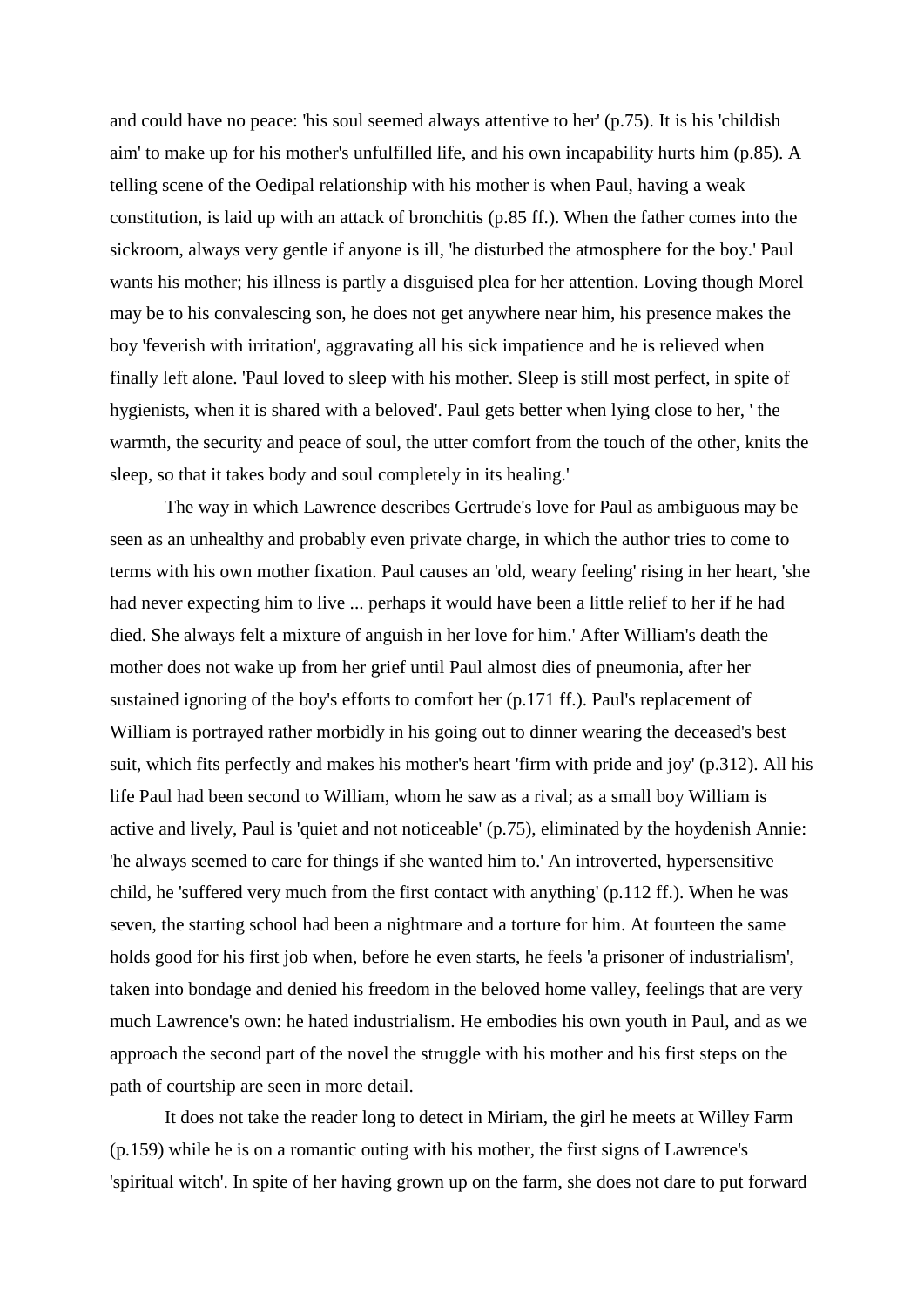and could have no peace: 'his soul seemed always attentive to her' (p.75). It is his 'childish aim' to make up for his mother's unfulfilled life, and his own incapability hurts him (p.85). A telling scene of the Oedipal relationship with his mother is when Paul, having a weak constitution, is laid up with an attack of bronchitis (p.85 ff.). When the father comes into the sickroom, always very gentle if anyone is ill, 'he disturbed the atmosphere for the boy.' Paul wants his mother; his illness is partly a disguised plea for her attention. Loving though Morel may be to his convalescing son, he does not get anywhere near him, his presence makes the boy 'feverish with irritation', aggravating all his sick impatience and he is relieved when finally left alone. 'Paul loved to sleep with his mother. Sleep is still most perfect, in spite of hygienists, when it is shared with a beloved'. Paul gets better when lying close to her, ' the warmth, the security and peace of soul, the utter comfort from the touch of the other, knits the sleep, so that it takes body and soul completely in its healing.'

The way in which Lawrence describes Gertrude's love for Paul as ambiguous may be seen as an unhealthy and probably even private charge, in which the author tries to come to terms with his own mother fixation. Paul causes an 'old, weary feeling' rising in her heart, 'she had never expecting him to live ... perhaps it would have been a little relief to her if he had died. She always felt a mixture of anguish in her love for him.' After William's death the mother does not wake up from her grief until Paul almost dies of pneumonia, after her sustained ignoring of the boy's efforts to comfort her (p.171 ff.). Paul's replacement of William is portrayed rather morbidly in his going out to dinner wearing the deceased's best suit, which fits perfectly and makes his mother's heart 'firm with pride and joy' (p.312). All his life Paul had been second to William, whom he saw as a rival; as a small boy William is active and lively, Paul is 'quiet and not noticeable' (p.75), eliminated by the hoydenish Annie: 'he always seemed to care for things if she wanted him to.' An introverted, hypersensitive child, he 'suffered very much from the first contact with anything' (p.112 ff.). When he was seven, the starting school had been a nightmare and a torture for him. At fourteen the same holds good for his first job when, before he even starts, he feels 'a prisoner of industrialism', taken into bondage and denied his freedom in the beloved home valley, feelings that are very much Lawrence's own: he hated industrialism. He embodies his own youth in Paul, and as we approach the second part of the novel the struggle with his mother and his first steps on the path of courtship are seen in more detail.

It does not take the reader long to detect in Miriam, the girl he meets at Willey Farm (p.159) while he is on a romantic outing with his mother, the first signs of Lawrence's 'spiritual witch'. In spite of her having grown up on the farm, she does not dare to put forward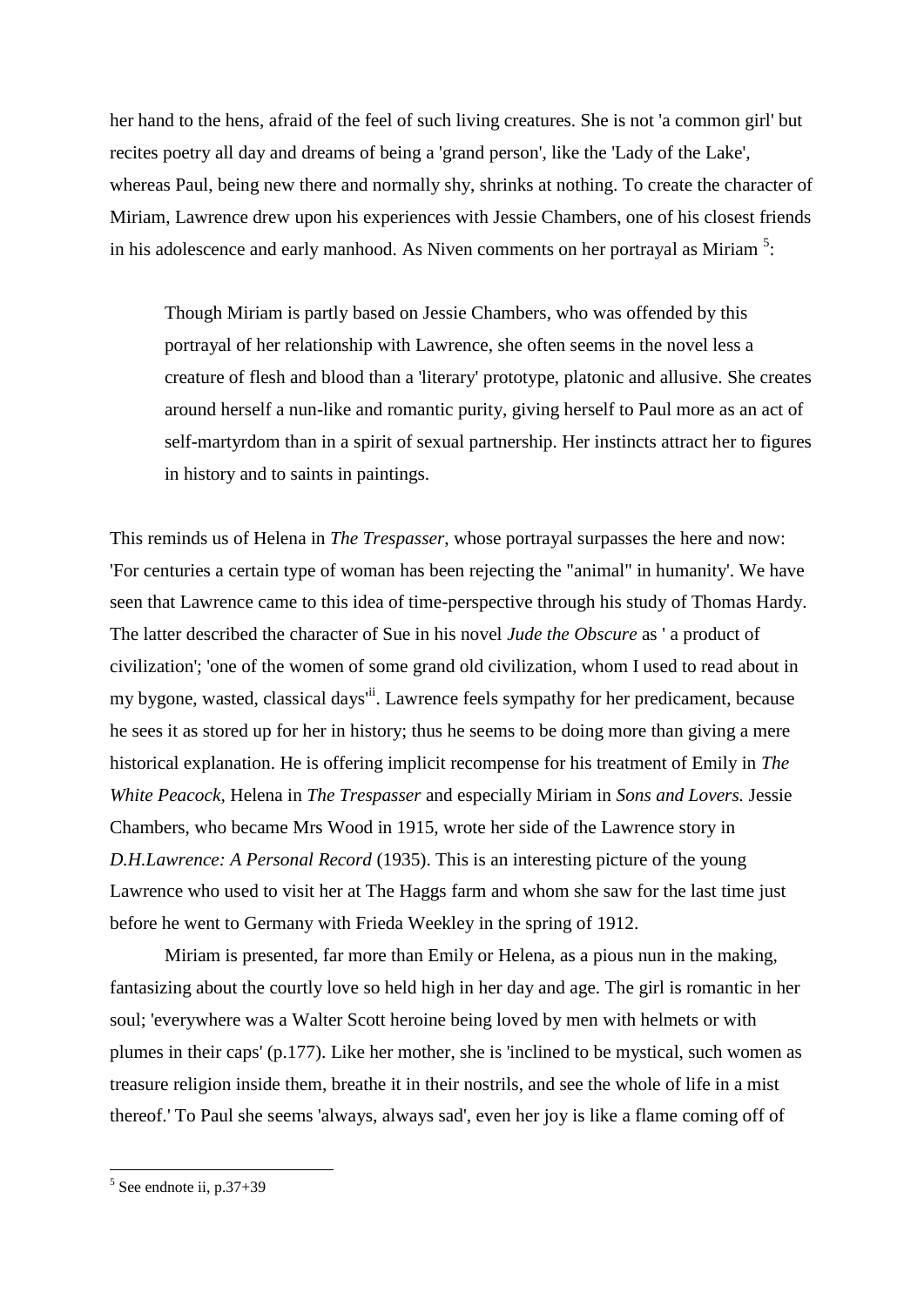her hand to the hens, afraid of the feel of such living creatures. She is not 'a common girl' but recites poetry all day and dreams of being a 'grand person', like the 'Lady of the Lake', whereas Paul, being new there and normally shy, shrinks at nothing. To create the character of Miriam, Lawrence drew upon his experiences with Jessie Chambers, one of his closest friends in his adolescence and early manhood. As Niven comments on her portrayal as Miriam [5]:

> Though Miriam is partly based on Jessie Chambers, who was offended by this portrayal of her relationship with Lawrence, she often seems in the novel less a creature of flesh and blood than a 'literary' prototype, platonic and allusive. She creates around herself a nun-like and romantic purity, giving herself to Paul more as an act of self-martyrdom than in a spirit of sexual partnership. Her instincts attract her to figures in history and to saints in paintings.

This reminds us of Helena in *The Trespasser*, whose portrayal surpasses the here and now: 'For centuries a certain type of woman has been rejecting the "animal" in humanity'. We have seen that Lawrence came to this idea of time-perspective through his study of Thomas Hardy. The latter described the character of Sue in his novel *Jude the Obscure* as ' a product of civilization'; 'one of the women of some grand old civilization, whom I used to read about in my bygone, wasted, classical days'[ii]. Lawrence feels sympathy for her predicament, because he sees it as stored up for her in history; thus he seems to be doing more than giving a mere historical explanation. He is offering implicit recompense for his treatment of Emily in *The White Peacock*, Helena in *The Trespasser* and especially Miriam in *Sons and Lovers.* Jessie Chambers, who became Mrs Wood in 1915, wrote her side of the Lawrence story in *D.H.Lawrence: A Personal Record* (1935). This is an interesting picture of the young Lawrence who used to visit her at The Haggs farm and whom she saw for the last time just before he went to Germany with Frieda Weekley in the spring of 1912.

Miriam is presented, far more than Emily or Helena, as a pious nun in the making, fantasizing about the courtly love so held high in her day and age. The girl is romantic in her soul; 'everywhere was a Walter Scott heroine being loved by men with helmets or with plumes in their caps' (p.177). Like her mother, she is 'inclined to be mystical, such women as treasure religion inside them, breathe it in their nostrils, and see the whole of life in a mist thereof.' To Paul she seems 'always, always sad', even her joy is like a flame coming off of

[5] See endnote ii, p.37+39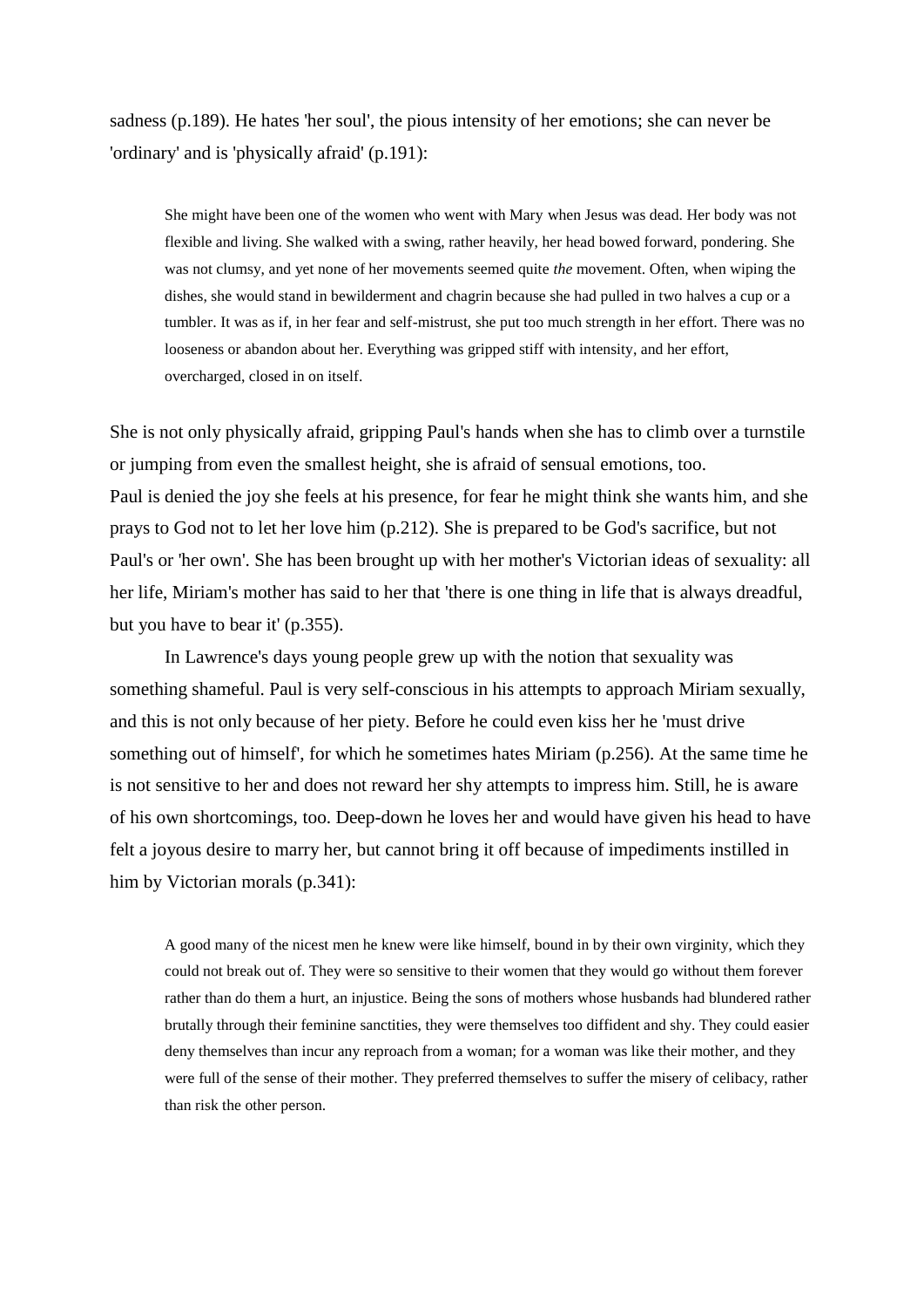sadness (p.189). He hates 'her soul', the pious intensity of her emotions; she can never be 'ordinary' and is 'physically afraid' (p.191):

> She might have been one of the women who went with Mary when Jesus was dead. Her body was not flexible and living. She walked with a swing, rather heavily, her head bowed forward, pondering. She was not clumsy, and yet none of her movements seemed quite *the* movement. Often, when wiping the dishes, she would stand in bewilderment and chagrin because she had pulled in two halves a cup or a tumbler. It was as if, in her fear and self-mistrust, she put too much strength in her effort. There was no looseness or abandon about her. Everything was gripped stiff with intensity, and her effort, overcharged, closed in on itself.

She is not only physically afraid, gripping Paul's hands when she has to climb over a turnstile or jumping from even the smallest height, she is afraid of sensual emotions, too. Paul is denied the joy she feels at his presence, for fear he might think she wants him, and she prays to God not to let her love him (p.212). She is prepared to be God's sacrifice, but not Paul's or 'her own'. She has been brought up with her mother's Victorian ideas of sexuality: all her life, Miriam's mother has said to her that 'there is one thing in life that is always dreadful, but you have to bear it' (p.355).

In Lawrence's days young people grew up with the notion that sexuality was something shameful. Paul is very self-conscious in his attempts to approach Miriam sexually, and this is not only because of her piety. Before he could even kiss her he 'must drive something out of himself', for which he sometimes hates Miriam (p.256). At the same time he is not sensitive to her and does not reward her shy attempts to impress him. Still, he is aware of his own shortcomings, too. Deep-down he loves her and would have given his head to have felt a joyous desire to marry her, but cannot bring it off because of impediments instilled in him by Victorian morals (p.341):

> A good many of the nicest men he knew were like himself, bound in by their own virginity, which they could not break out of. They were so sensitive to their women that they would go without them forever rather than do them a hurt, an injustice. Being the sons of mothers whose husbands had blundered rather brutally through their feminine sanctities, they were themselves too diffident and shy. They could easier deny themselves than incur any reproach from a woman; for a woman was like their mother, and they were full of the sense of their mother. They preferred themselves to suffer the misery of celibacy, rather than risk the other person.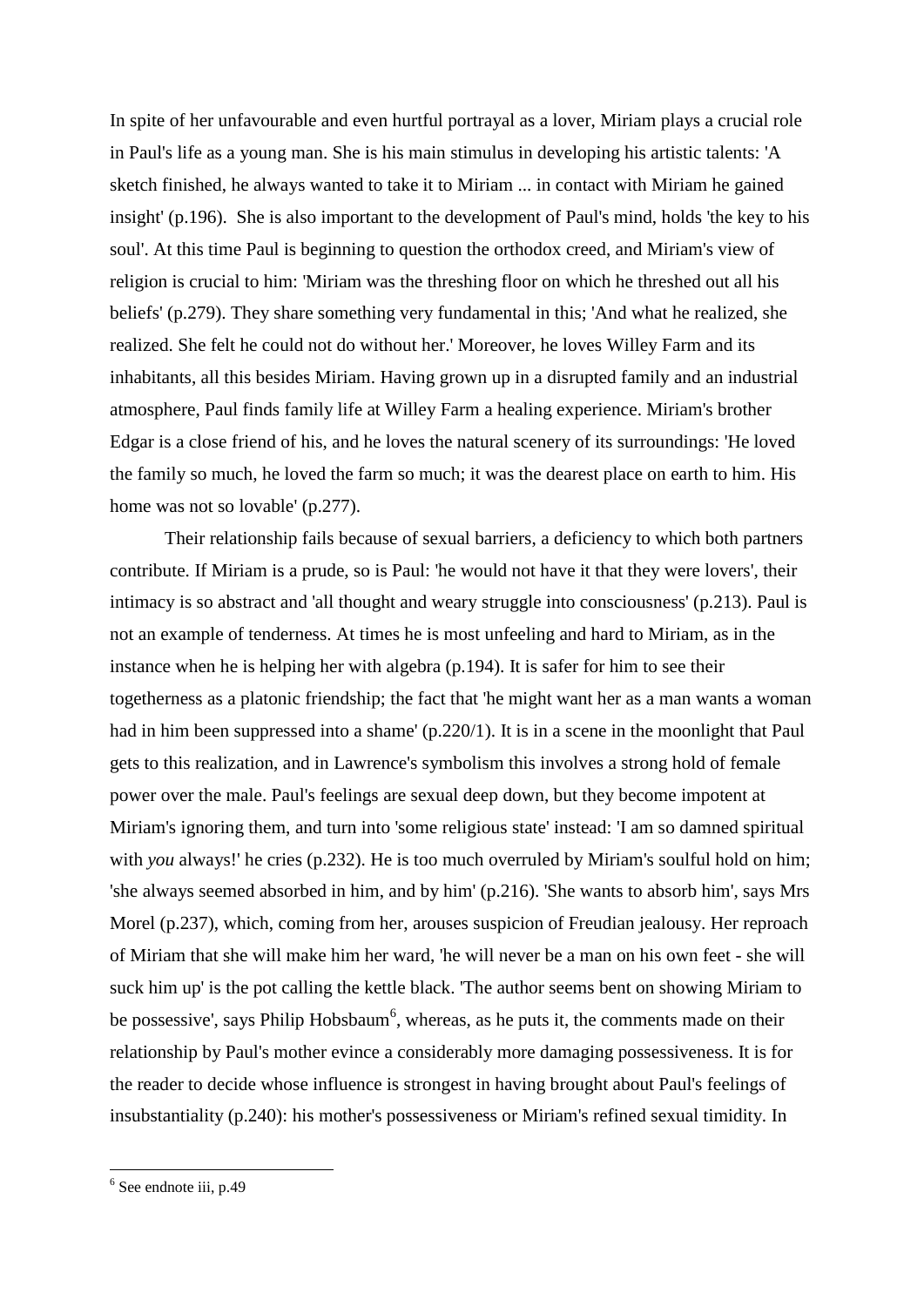In spite of her unfavourable and even hurtful portrayal as a lover, Miriam plays a crucial role in Paul's life as a young man. She is his main stimulus in developing his artistic talents: 'A sketch finished, he always wanted to take it to Miriam ... in contact with Miriam he gained insight' (p.196). She is also important to the development of Paul's mind, holds 'the key to his soul'. At this time Paul is beginning to question the orthodox creed, and Miriam's view of religion is crucial to him: 'Miriam was the threshing floor on which he threshed out all his beliefs' (p.279). They share something very fundamental in this; 'And what he realized, she realized. She felt he could not do without her.' Moreover, he loves Willey Farm and its inhabitants, all this besides Miriam. Having grown up in a disrupted family and an industrial atmosphere, Paul finds family life at Willey Farm a healing experience. Miriam's brother Edgar is a close friend of his, and he loves the natural scenery of its surroundings: 'He loved the family so much, he loved the farm so much; it was the dearest place on earth to him. His home was not so lovable' (p.277).

Their relationship fails because of sexual barriers, a deficiency to which both partners contribute. If Miriam is a prude, so is Paul: 'he would not have it that they were lovers', their intimacy is so abstract and 'all thought and weary struggle into consciousness' (p.213). Paul is not an example of tenderness. At times he is most unfeeling and hard to Miriam, as in the instance when he is helping her with algebra (p.194). It is safer for him to see their togetherness as a platonic friendship; the fact that 'he might want her as a man wants a woman had in him been suppressed into a shame' (p.220/1). It is in a scene in the moonlight that Paul gets to this realization, and in Lawrence's symbolism this involves a strong hold of female power over the male. Paul's feelings are sexual deep down, but they become impotent at Miriam's ignoring them, and turn into 'some religious state' instead: 'I am so damned spiritual with *you* always!' he cries (p.232). He is too much overruled by Miriam's soulful hold on him; 'she always seemed absorbed in him, and by him' (p.216). 'She wants to absorb him', says Mrs Morel (p.237), which, coming from her, arouses suspicion of Freudian jealousy. Her reproach of Miriam that she will make him her ward, 'he will never be a man on his own feet - she will suck him up' is the pot calling the kettle black. 'The author seems bent on showing Miriam to be possessive', says Philip Hobsbaum[6], whereas, as he puts it, the comments made on their relationship by Paul's mother evince a considerably more damaging possessiveness. It is for the reader to decide whose influence is strongest in having brought about Paul's feelings of insubstantiality (p.240): his mother's possessiveness or Miriam's refined sexual timidity. In

[6] See endnote iii, p.49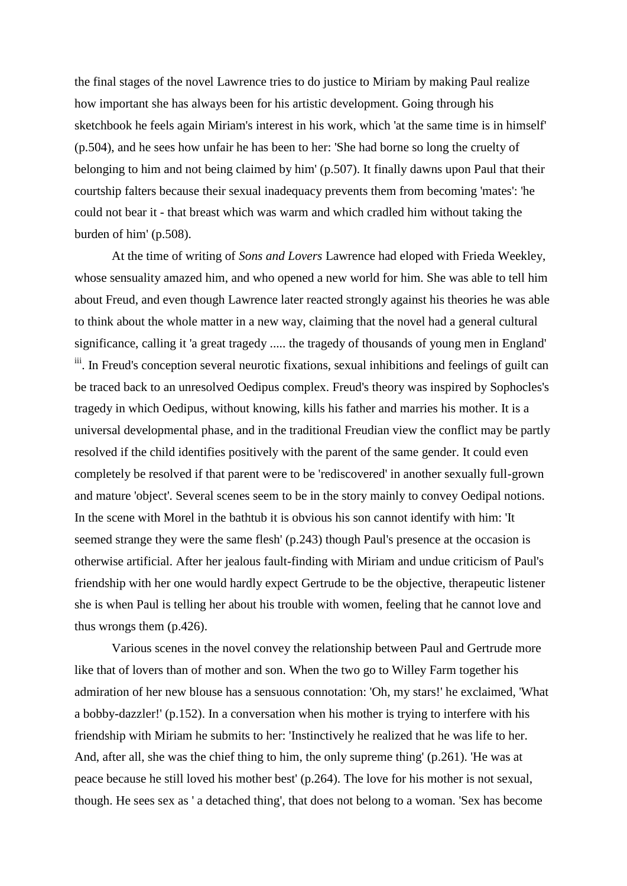the final stages of the novel Lawrence tries to do justice to Miriam by making Paul realize how important she has always been for his artistic development. Going through his sketchbook he feels again Miriam's interest in his work, which 'at the same time is in himself' (p.504), and he sees how unfair he has been to her: 'She had borne so long the cruelty of belonging to him and not being claimed by him' (p.507). It finally dawns upon Paul that their courtship falters because their sexual inadequacy prevents them from becoming 'mates': 'he could not bear it - that breast which was warm and which cradled him without taking the burden of him' (p.508).

At the time of writing of *Sons and Lovers* Lawrence had eloped with Frieda Weekley, whose sensuality amazed him, and who opened a new world for him. She was able to tell him about Freud, and even though Lawrence later reacted strongly against his theories he was able to think about the whole matter in a new way, claiming that the novel had a general cultural significance, calling it 'a great tragedy ..... the tragedy of thousands of young men in England' [iii]. In Freud's conception several neurotic fixations, sexual inhibitions and feelings of guilt can be traced back to an unresolved Oedipus complex. Freud's theory was inspired by Sophocles's tragedy in which Oedipus, without knowing, kills his father and marries his mother. It is a universal developmental phase, and in the traditional Freudian view the conflict may be partly resolved if the child identifies positively with the parent of the same gender. It could even completely be resolved if that parent were to be 'rediscovered' in another sexually full-grown and mature 'object'. Several scenes seem to be in the story mainly to convey Oedipal notions. In the scene with Morel in the bathtub it is obvious his son cannot identify with him: 'It seemed strange they were the same flesh' (p.243) though Paul's presence at the occasion is otherwise artificial. After her jealous fault-finding with Miriam and undue criticism of Paul's friendship with her one would hardly expect Gertrude to be the objective, therapeutic listener she is when Paul is telling her about his trouble with women, feeling that he cannot love and thus wrongs them (p.426).

Various scenes in the novel convey the relationship between Paul and Gertrude more like that of lovers than of mother and son. When the two go to Willey Farm together his admiration of her new blouse has a sensuous connotation: 'Oh, my stars!' he exclaimed, 'What a bobby-dazzler!' (p.152). In a conversation when his mother is trying to interfere with his friendship with Miriam he submits to her: 'Instinctively he realized that he was life to her. And, after all, she was the chief thing to him, the only supreme thing' (p.261). 'He was at peace because he still loved his mother best' (p.264). The love for his mother is not sexual, though. He sees sex as ' a detached thing', that does not belong to a woman. 'Sex has become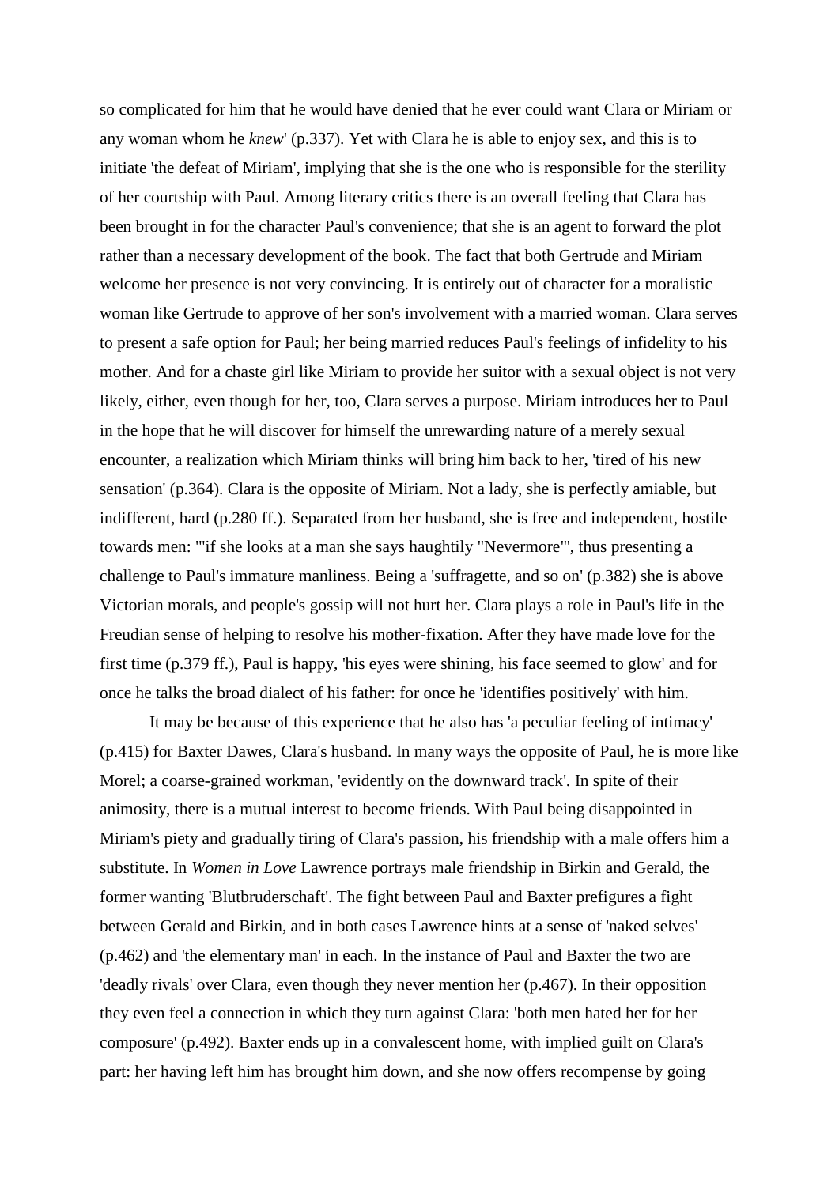so complicated for him that he would have denied that he ever could want Clara or Miriam or any woman whom he *knew*' (p.337). Yet with Clara he is able to enjoy sex, and this is to initiate 'the defeat of Miriam', implying that she is the one who is responsible for the sterility of her courtship with Paul. Among literary critics there is an overall feeling that Clara has been brought in for the character Paul's convenience; that she is an agent to forward the plot rather than a necessary development of the book. The fact that both Gertrude and Miriam welcome her presence is not very convincing. It is entirely out of character for a moralistic woman like Gertrude to approve of her son's involvement with a married woman. Clara serves to present a safe option for Paul; her being married reduces Paul's feelings of infidelity to his mother. And for a chaste girl like Miriam to provide her suitor with a sexual object is not very likely, either, even though for her, too, Clara serves a purpose. Miriam introduces her to Paul in the hope that he will discover for himself the unrewarding nature of a merely sexual encounter, a realization which Miriam thinks will bring him back to her, 'tired of his new sensation' (p.364). Clara is the opposite of Miriam. Not a lady, she is perfectly amiable, but indifferent, hard (p.280 ff.). Separated from her husband, she is free and independent, hostile towards men: '"if she looks at a man she says haughtily "Nevermore"', thus presenting a challenge to Paul's immature manliness. Being a 'suffragette, and so on' (p.382) she is above Victorian morals, and people's gossip will not hurt her. Clara plays a role in Paul's life in the Freudian sense of helping to resolve his mother-fixation. After they have made love for the first time (p.379 ff.), Paul is happy, 'his eyes were shining, his face seemed to glow' and for once he talks the broad dialect of his father: for once he 'identifies positively' with him.

It may be because of this experience that he also has 'a peculiar feeling of intimacy' (p.415) for Baxter Dawes, Clara's husband. In many ways the opposite of Paul, he is more like Morel; a coarse-grained workman, 'evidently on the downward track'. In spite of their animosity, there is a mutual interest to become friends. With Paul being disappointed in Miriam's piety and gradually tiring of Clara's passion, his friendship with a male offers him a substitute. In *Women in Love* Lawrence portrays male friendship in Birkin and Gerald, the former wanting 'Blutbruderschaft'. The fight between Paul and Baxter prefigures a fight between Gerald and Birkin, and in both cases Lawrence hints at a sense of 'naked selves' (p.462) and 'the elementary man' in each. In the instance of Paul and Baxter the two are 'deadly rivals' over Clara, even though they never mention her (p.467). In their opposition they even feel a connection in which they turn against Clara: 'both men hated her for her composure' (p.492). Baxter ends up in a convalescent home, with implied guilt on Clara's part: her having left him has brought him down, and she now offers recompense by going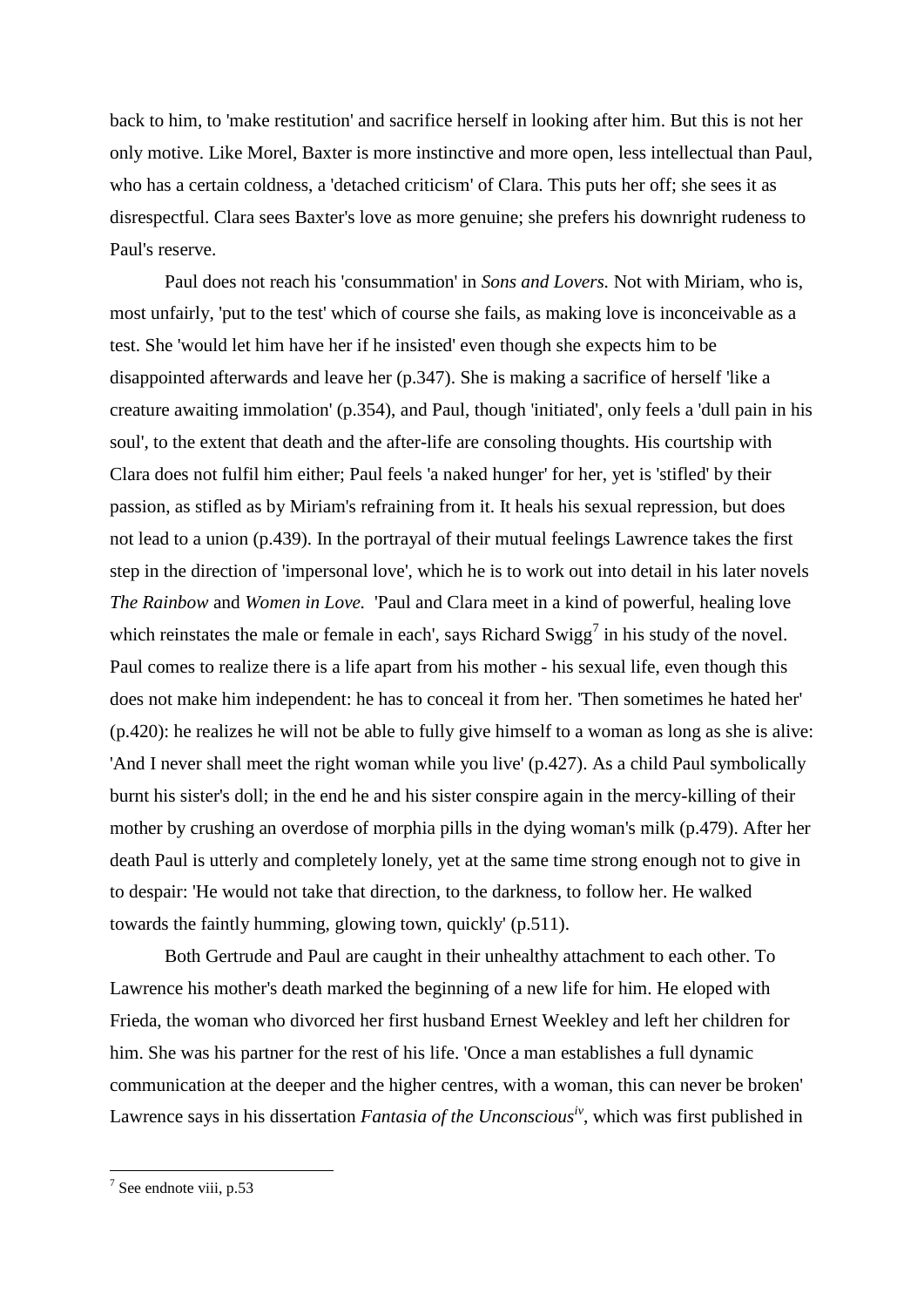back to him, to 'make restitution' and sacrifice herself in looking after him. But this is not her only motive. Like Morel, Baxter is more instinctive and more open, less intellectual than Paul, who has a certain coldness, a 'detached criticism' of Clara. This puts her off; she sees it as disrespectful. Clara sees Baxter's love as more genuine; she prefers his downright rudeness to Paul's reserve.

Paul does not reach his 'consummation' in *Sons and Lovers.* Not with Miriam, who is, most unfairly, 'put to the test' which of course she fails, as making love is inconceivable as a test. She 'would let him have her if he insisted' even though she expects him to be disappointed afterwards and leave her (p.347). She is making a sacrifice of herself 'like a creature awaiting immolation' (p.354), and Paul, though 'initiated', only feels a 'dull pain in his soul', to the extent that death and the after-life are consoling thoughts. His courtship with Clara does not fulfil him either; Paul feels 'a naked hunger' for her, yet is 'stifled' by their passion, as stifled as by Miriam's refraining from it. It heals his sexual repression, but does not lead to a union (p.439). In the portrayal of their mutual feelings Lawrence takes the first step in the direction of 'impersonal love', which he is to work out into detail in his later novels *The Rainbow* and *Women in Love.* 'Paul and Clara meet in a kind of powerful, healing love which reinstates the male or female in each', says Richard Swigg[7] in his study of the novel. Paul comes to realize there is a life apart from his mother - his sexual life, even though this does not make him independent: he has to conceal it from her. 'Then sometimes he hated her' (p.420): he realizes he will not be able to fully give himself to a woman as long as she is alive: 'And I never shall meet the right woman while you live' (p.427). As a child Paul symbolically burnt his sister's doll; in the end he and his sister conspire again in the mercy-killing of their mother by crushing an overdose of morphia pills in the dying woman's milk (p.479). After her death Paul is utterly and completely lonely, yet at the same time strong enough not to give in to despair: 'He would not take that direction, to the darkness, to follow her. He walked towards the faintly humming, glowing town, quickly' (p.511).

Both Gertrude and Paul are caught in their unhealthy attachment to each other. To Lawrence his mother's death marked the beginning of a new life for him. He eloped with Frieda, the woman who divorced her first husband Ernest Weekley and left her children for him. She was his partner for the rest of his life. 'Once a man establishes a full dynamic communication at the deeper and the higher centres, with a woman, this can never be broken' Lawrence says in his dissertation *Fantasia of the Unconscious*[iv], which was first published in

[7] See endnote viii, p.53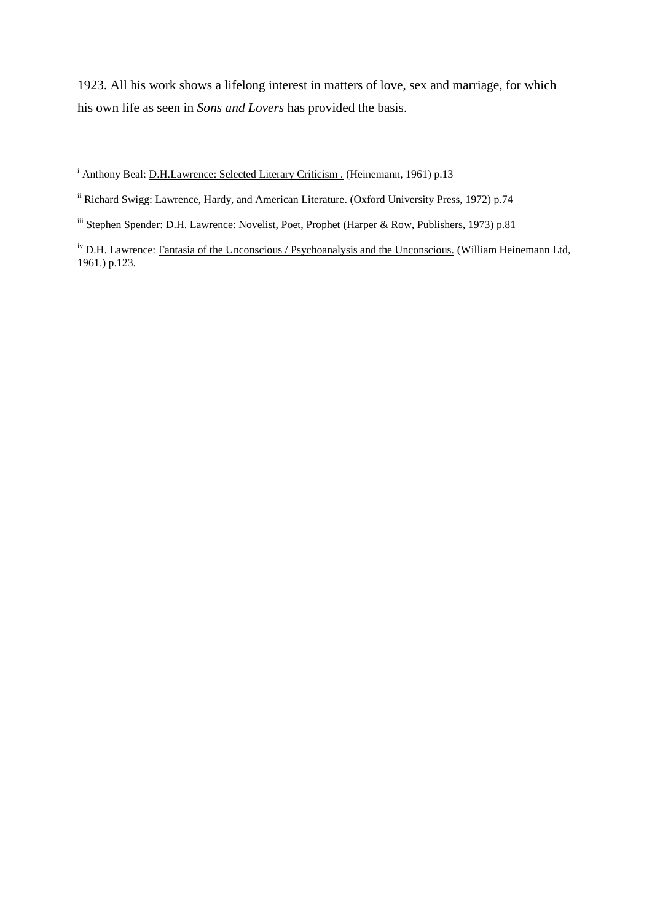1923. All his work shows a lifelong interest in matters of love, sex and marriage, for which his own life as seen in *Sons and Lovers* has provided the basis.

---

[i] Anthony Beal: D.H.Lawrence: Selected Literary Criticism . (Heinemann, 1961) p.13

[ii] Richard Swigg: Lawrence, Hardy, and American Literature. (Oxford University Press, 1972) p.74

[iii] Stephen Spender: D.H. Lawrence: Novelist, Poet, Prophet (Harper & Row, Publishers, 1973) p.81

[iv] D.H. Lawrence: Fantasia of the Unconscious / Psychoanalysis and the Unconscious. (William Heinemann Ltd, 1961.) p.123.